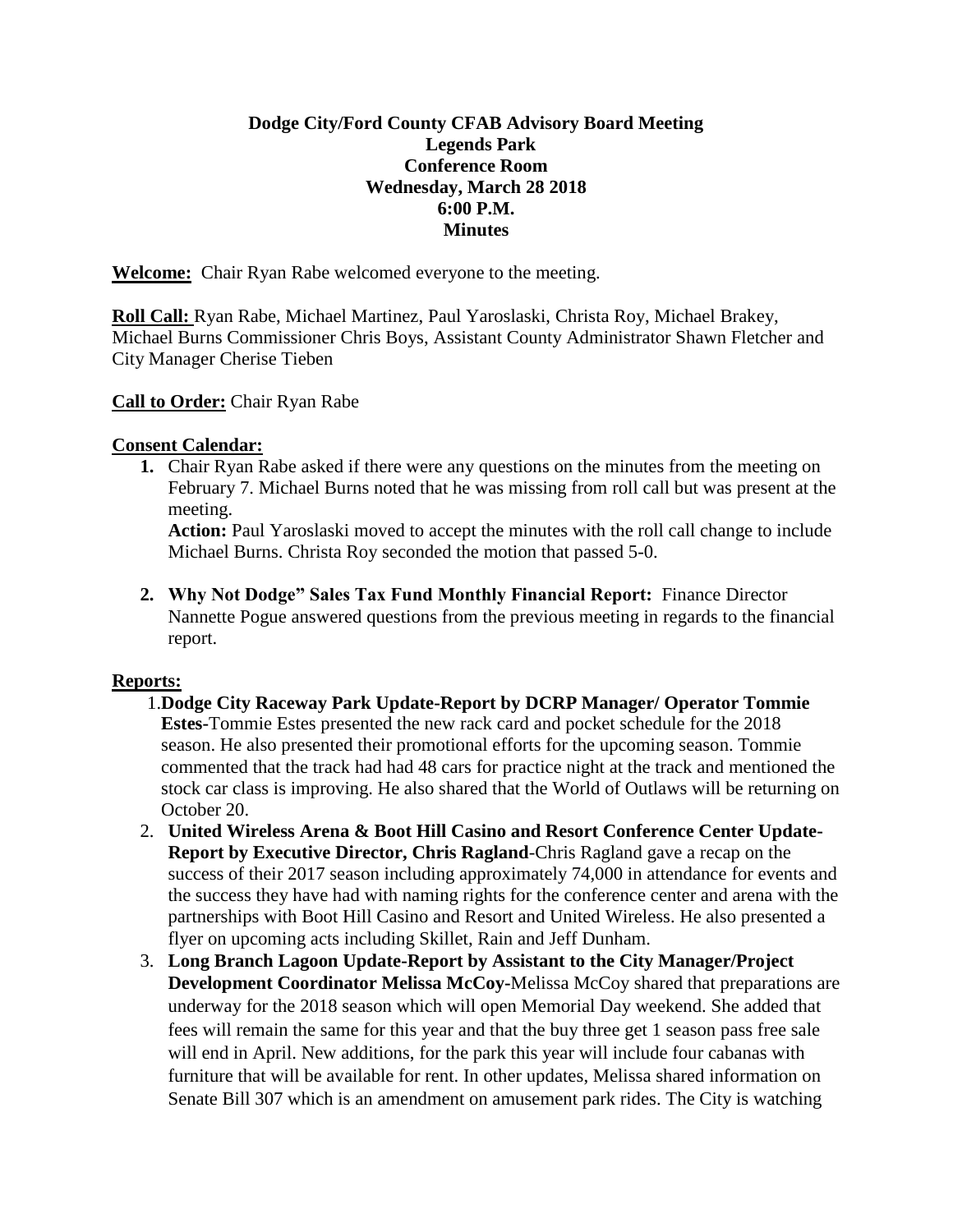**Dodge City/Ford County CFAB Advisory Board Meeting**
**Legends Park**
**Conference Room**
**Wednesday, March 28 2018**
**6:00 P.M.**
**Minutes**

**Welcome:** Chair Ryan Rabe welcomed everyone to the meeting.

**Roll Call:** Ryan Rabe, Michael Martinez, Paul Yaroslaski, Christa Roy, Michael Brakey, Michael Burns Commissioner Chris Boys, Assistant County Administrator Shawn Fletcher and City Manager Cherise Tieben

**Call to Order:** Chair Ryan Rabe

**Consent Calendar:**

1. Chair Ryan Rabe asked if there were any questions on the minutes from the meeting on February 7. Michael Burns noted that he was missing from roll call but was present at the meeting.
   **Action:** Paul Yaroslaski moved to accept the minutes with the roll call change to include Michael Burns. Christa Roy seconded the motion that passed 5-0.

2. **Why Not Dodge" Sales Tax Fund Monthly Financial Report:** Finance Director Nannette Pogue answered questions from the previous meeting in regards to the financial report.

**Reports:**

1. **Dodge City Raceway Park Update-Report by DCRP Manager/ Operator Tommie Estes-**Tommie Estes presented the new rack card and pocket schedule for the 2018 season. He also presented their promotional efforts for the upcoming season. Tommie commented that the track had had 48 cars for practice night at the track and mentioned the stock car class is improving. He also shared that the World of Outlaws will be returning on October 20.
2. **United Wireless Arena & Boot Hill Casino and Resort Conference Center Update-Report by Executive Director, Chris Ragland**-Chris Ragland gave a recap on the success of their 2017 season including approximately 74,000 in attendance for events and the success they have had with naming rights for the conference center and arena with the partnerships with Boot Hill Casino and Resort and United Wireless. He also presented a flyer on upcoming acts including Skillet, Rain and Jeff Dunham.
3. **Long Branch Lagoon Update-Report by Assistant to the City Manager/Project Development Coordinator Melissa McCoy-**Melissa McCoy shared that preparations are underway for the 2018 season which will open Memorial Day weekend. She added that fees will remain the same for this year and that the buy three get 1 season pass free sale will end in April. New additions, for the park this year will include four cabanas with furniture that will be available for rent. In other updates, Melissa shared information on Senate Bill 307 which is an amendment on amusement park rides. The City is watching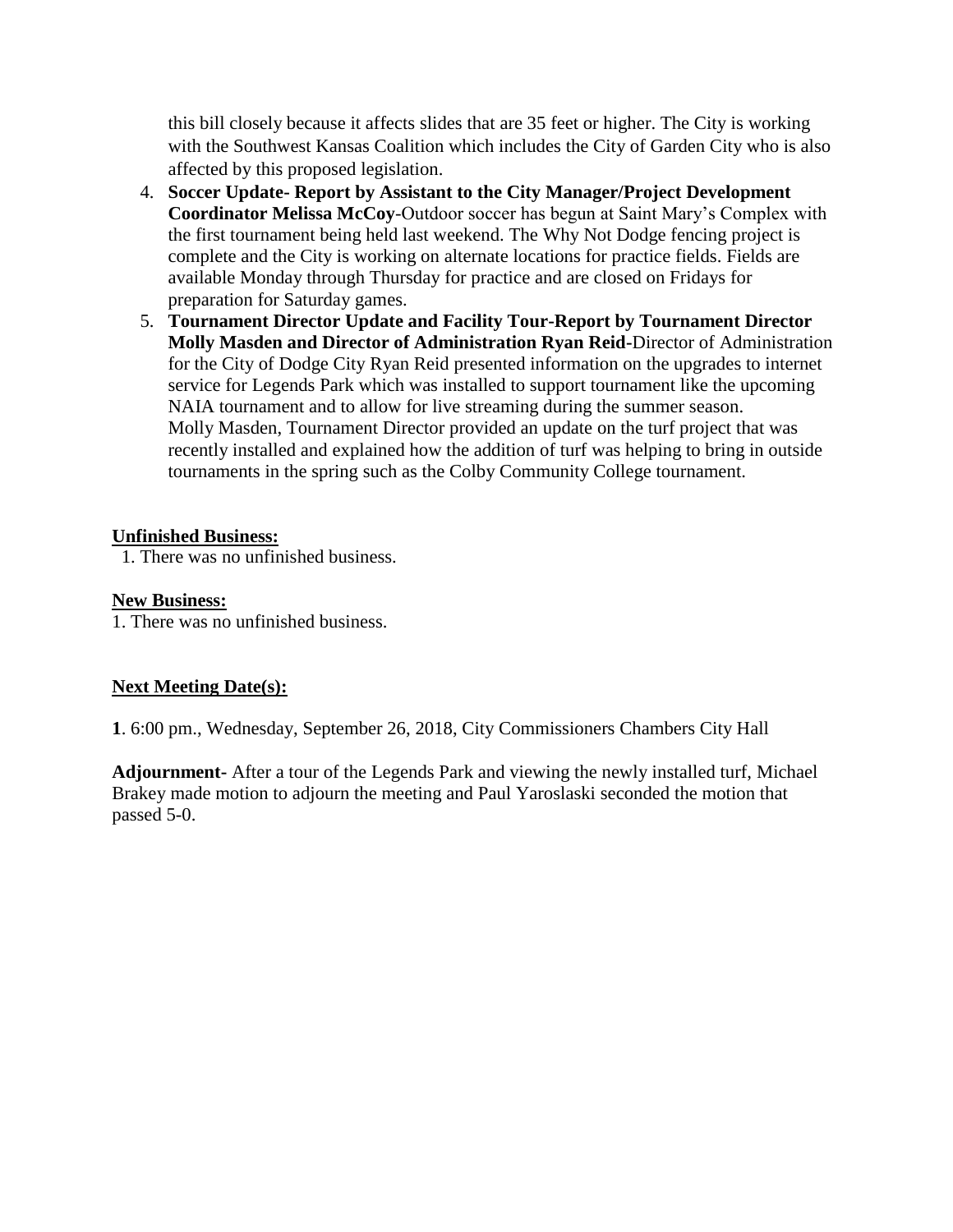this bill closely because it affects slides that are 35 feet or higher. The City is working with the Southwest Kansas Coalition which includes the City of Garden City who is also affected by this proposed legislation.

4. **Soccer Update- Report by Assistant to the City Manager/Project Development Coordinator Melissa McCoy**-Outdoor soccer has begun at Saint Mary's Complex with the first tournament being held last weekend. The Why Not Dodge fencing project is complete and the City is working on alternate locations for practice fields. Fields are available Monday through Thursday for practice and are closed on Fridays for preparation for Saturday games.
5. **Tournament Director Update and Facility Tour-Report by Tournament Director Molly Masden and Director of Administration Ryan Reid**-Director of Administration for the City of Dodge City Ryan Reid presented information on the upgrades to internet service for Legends Park which was installed to support tournament like the upcoming NAIA tournament and to allow for live streaming during the summer season.
   Molly Masden, Tournament Director provided an update on the turf project that was recently installed and explained how the addition of turf was helping to bring in outside tournaments in the spring such as the Colby Community College tournament.

**Unfinished Business:**

1. There was no unfinished business.

**New Business:**

1. There was no unfinished business.

**Next Meeting Date(s):**

**1**. 6:00 pm., Wednesday, September 26, 2018, City Commissioners Chambers City Hall

**Adjournment**- After a tour of the Legends Park and viewing the newly installed turf, Michael Brakey made motion to adjourn the meeting and Paul Yaroslaski seconded the motion that passed 5-0.